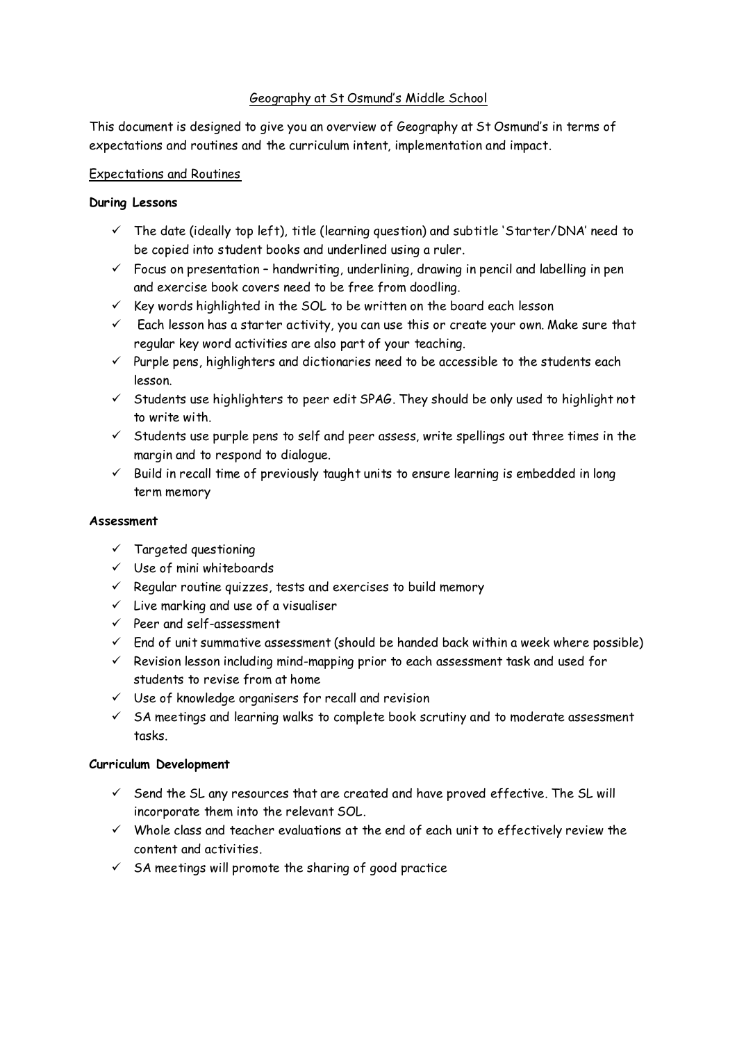# Geography at St Osmund's Middle School

This document is designed to give you an overview of Geography at St Osmund's in terms of expectations and routines and the curriculum intent, implementation and impact.

## Expectations and Routines

### During Lessons

- ✓ The date (ideally top left), title (learning question) and subtitle 'Starter/DNA' need to be copied into student books and underlined using a ruler.
- ✓ Focus on presentation – handwriting, underlining, drawing in pencil and labelling in pen and exercise book covers need to be free from doodling.
- ✓ Key words highlighted in the SOL to be written on the board each lesson
- ✓ Each lesson has a starter activity, you can use this or create your own. Make sure that regular key word activities are also part of your teaching.
- ✓ Purple pens, highlighters and dictionaries need to be accessible to the students each lesson.
- ✓ Students use highlighters to peer edit SPAG. They should be only used to highlight not to write with.
- ✓ Students use purple pens to self and peer assess, write spellings out three times in the margin and to respond to dialogue.
- ✓ Build in recall time of previously taught units to ensure learning is embedded in long term memory

### Assessment

- ✓ Targeted questioning
- ✓ Use of mini whiteboards
- ✓ Regular routine quizzes, tests and exercises to build memory
- ✓ Live marking and use of a visualiser
- ✓ Peer and self-assessment
- ✓ End of unit summative assessment (should be handed back within a week where possible)
- ✓ Revision lesson including mind-mapping prior to each assessment task and used for students to revise from at home
- ✓ Use of knowledge organisers for recall and revision
- ✓ SA meetings and learning walks to complete book scrutiny and to moderate assessment tasks.

### Curriculum Development

- ✓ Send the SL any resources that are created and have proved effective. The SL will incorporate them into the relevant SOL.
- ✓ Whole class and teacher evaluations at the end of each unit to effectively review the content and activities.
- ✓ SA meetings will promote the sharing of good practice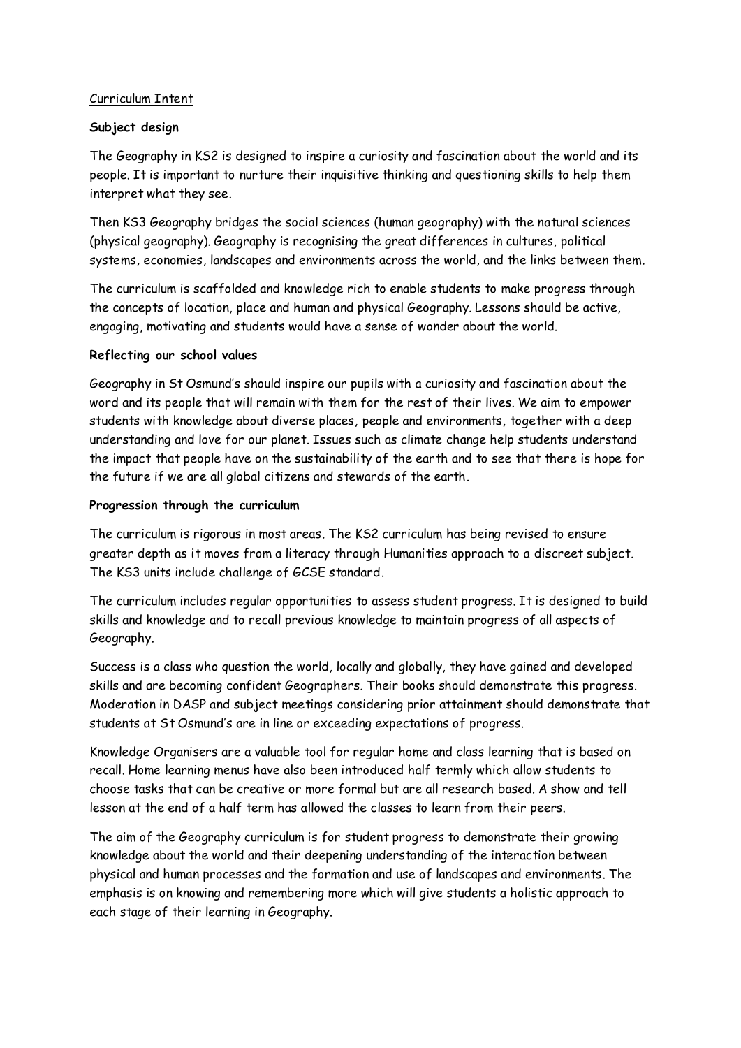<u>Curriculum Intent</u>

**Subject design**

The Geography in KS2 is designed to inspire a curiosity and fascination about the world and its people. It is important to nurture their inquisitive thinking and questioning skills to help them interpret what they see.

Then KS3 Geography bridges the social sciences (human geography) with the natural sciences (physical geography). Geography is recognising the great differences in cultures, political systems, economies, landscapes and environments across the world, and the links between them.

The curriculum is scaffolded and knowledge rich to enable students to make progress through the concepts of location, place and human and physical Geography. Lessons should be active, engaging, motivating and students would have a sense of wonder about the world.

**Reflecting our school values**

Geography in St Osmund's should inspire our pupils with a curiosity and fascination about the word and its people that will remain with them for the rest of their lives. We aim to empower students with knowledge about diverse places, people and environments, together with a deep understanding and love for our planet. Issues such as climate change help students understand the impact that people have on the sustainability of the earth and to see that there is hope for the future if we are all global citizens and stewards of the earth.

**Progression through the curriculum**

The curriculum is rigorous in most areas. The KS2 curriculum has being revised to ensure greater depth as it moves from a literacy through Humanities approach to a discreet subject. The KS3 units include challenge of GCSE standard.

The curriculum includes regular opportunities to assess student progress. It is designed to build skills and knowledge and to recall previous knowledge to maintain progress of all aspects of Geography.

Success is a class who question the world, locally and globally, they have gained and developed skills and are becoming confident Geographers. Their books should demonstrate this progress. Moderation in DASP and subject meetings considering prior attainment should demonstrate that students at St Osmund's are in line or exceeding expectations of progress.

Knowledge Organisers are a valuable tool for regular home and class learning that is based on recall. Home learning menus have also been introduced half termly which allow students to choose tasks that can be creative or more formal but are all research based. A show and tell lesson at the end of a half term has allowed the classes to learn from their peers.

The aim of the Geography curriculum is for student progress to demonstrate their growing knowledge about the world and their deepening understanding of the interaction between physical and human processes and the formation and use of landscapes and environments. The emphasis is on knowing and remembering more which will give students a holistic approach to each stage of their learning in Geography.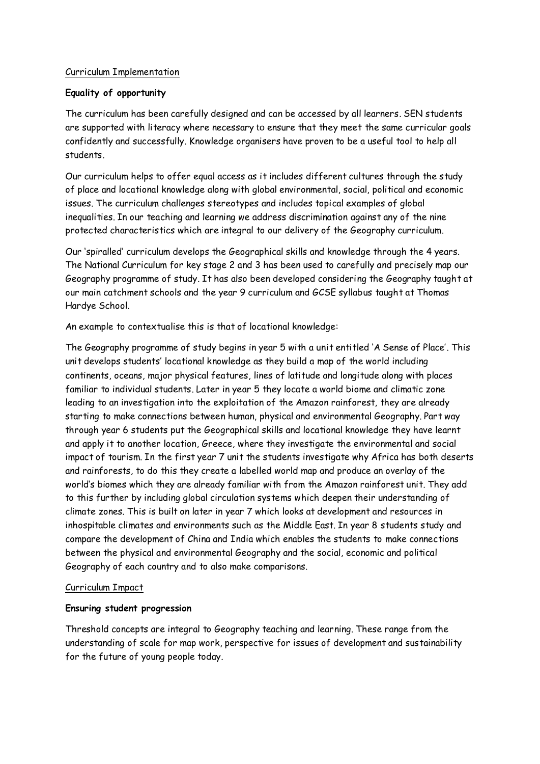Curriculum Implementation

**Equality of opportunity**

The curriculum has been carefully designed and can be accessed by all learners. SEN students are supported with literacy where necessary to ensure that they meet the same curricular goals confidently and successfully. Knowledge organisers have proven to be a useful tool to help all students.

Our curriculum helps to offer equal access as it includes different cultures through the study of place and locational knowledge along with global environmental, social, political and economic issues. The curriculum challenges stereotypes and includes topical examples of global inequalities. In our teaching and learning we address discrimination against any of the nine protected characteristics which are integral to our delivery of the Geography curriculum.

Our 'spiralled' curriculum develops the Geographical skills and knowledge through the 4 years. The National Curriculum for key stage 2 and 3 has been used to carefully and precisely map our Geography programme of study. It has also been developed considering the Geography taught at our main catchment schools and the year 9 curriculum and GCSE syllabus taught at Thomas Hardye School.

An example to contextualise this is that of locational knowledge:

The Geography programme of study begins in year 5 with a unit entitled 'A Sense of Place'. This unit develops students' locational knowledge as they build a map of the world including continents, oceans, major physical features, lines of latitude and longitude along with places familiar to individual students. Later in year 5 they locate a world biome and climatic zone leading to an investigation into the exploitation of the Amazon rainforest, they are already starting to make connections between human, physical and environmental Geography. Part way through year 6 students put the Geographical skills and locational knowledge they have learnt and apply it to another location, Greece, where they investigate the environmental and social impact of tourism. In the first year 7 unit the students investigate why Africa has both deserts and rainforests, to do this they create a labelled world map and produce an overlay of the world's biomes which they are already familiar with from the Amazon rainforest unit. They add to this further by including global circulation systems which deepen their understanding of climate zones. This is built on later in year 7 which looks at development and resources in inhospitable climates and environments such as the Middle East. In year 8 students study and compare the development of China and India which enables the students to make connections between the physical and environmental Geography and the social, economic and political Geography of each country and to also make comparisons.

Curriculum Impact

**Ensuring student progression**

Threshold concepts are integral to Geography teaching and learning. These range from the understanding of scale for map work, perspective for issues of development and sustainability for the future of young people today.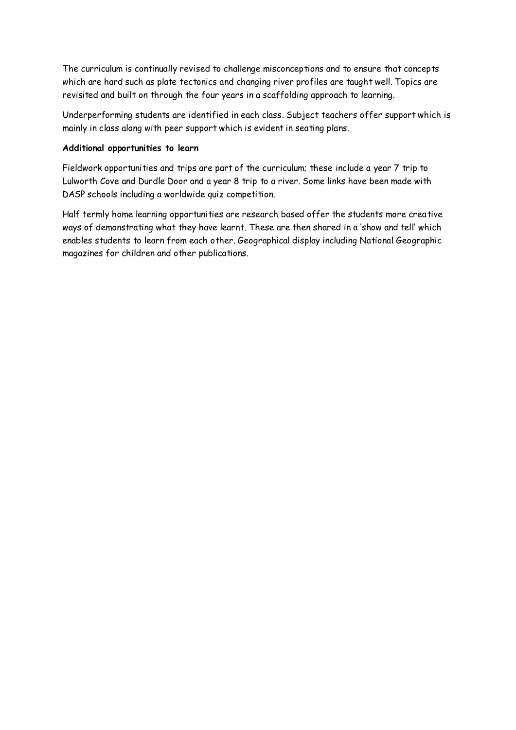The curriculum is continually revised to challenge misconceptions and to ensure that concepts which are hard such as plate tectonics and changing river profiles are taught well. Topics are revisited and built on through the four years in a scaffolding approach to learning.

Underperforming students are identified in each class. Subject teachers offer support which is mainly in class along with peer support which is evident in seating plans.

**Additional opportunities to learn**

Fieldwork opportunities and trips are part of the curriculum; these include a year 7 trip to Lulworth Cove and Durdle Door and a year 8 trip to a river. Some links have been made with DASP schools including a worldwide quiz competition.

Half termly home learning opportunities are research based offer the students more creative ways of demonstrating what they have learnt. These are then shared in a 'show and tell' which enables students to learn from each other. Geographical display including National Geographic magazines for children and other publications.